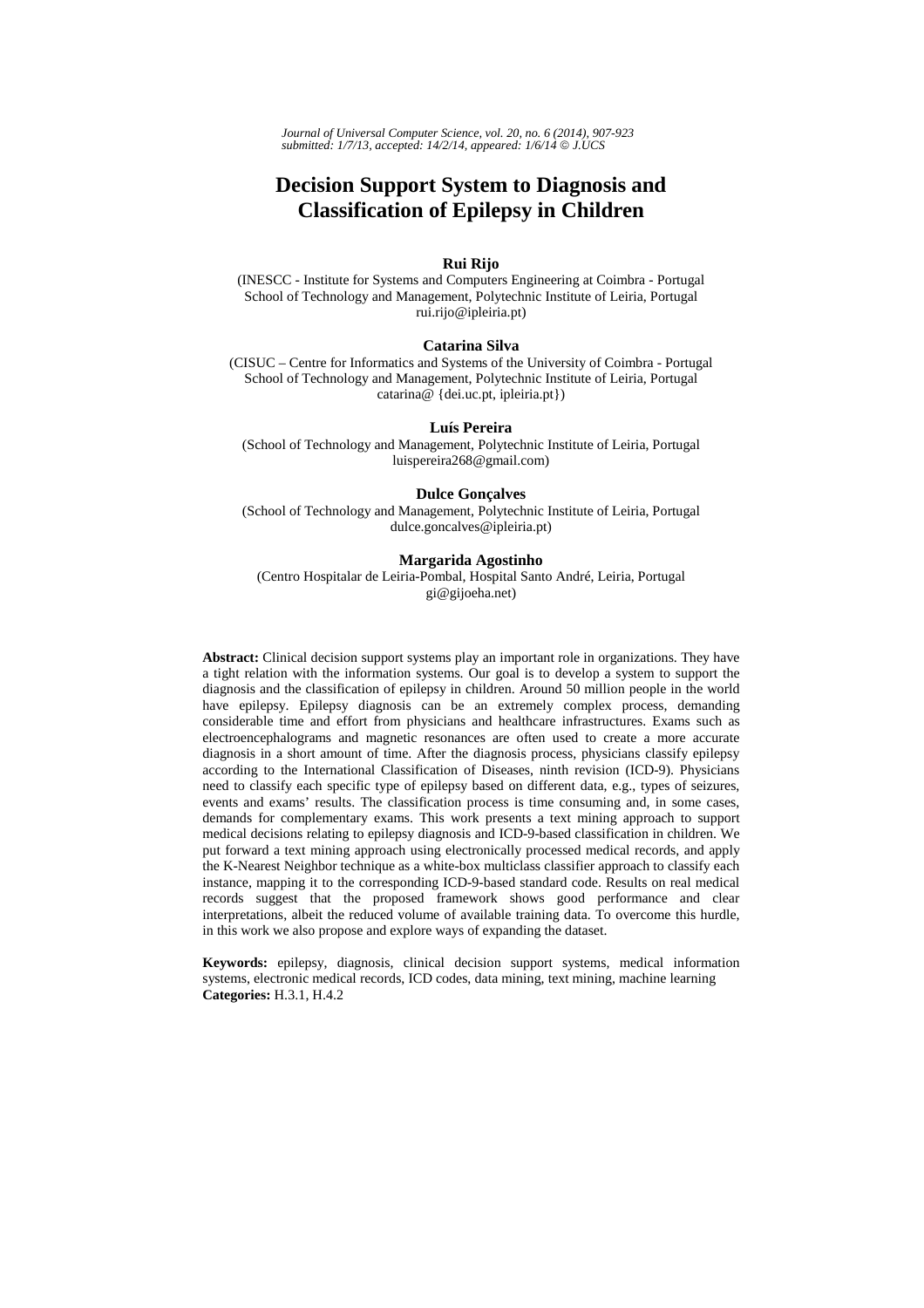# Decision Support System to Diagnosis and Classification of Epilepsy in Children

**Rui Rijo**
(INESCC - Institute for Systems and Computers Engineering at Coimbra - Portugal
School of Technology and Management, Polytechnic Institute of Leiria, Portugal
rui.rijo@ipleiria.pt)

**Catarina Silva**
(CISUC – Centre for Informatics and Systems of the University of Coimbra - Portugal
School of Technology and Management, Polytechnic Institute of Leiria, Portugal
catarina@ {dei.uc.pt, ipleiria.pt})

**Luís Pereira**
(School of Technology and Management, Polytechnic Institute of Leiria, Portugal
luispereira268@gmail.com)

**Dulce Gonçalves**
(School of Technology and Management, Polytechnic Institute of Leiria, Portugal
dulce.goncalves@ipleiria.pt)

**Margarida Agostinho**
(Centro Hospitalar de Leiria-Pombal, Hospital Santo André, Leiria, Portugal
gi@gijoeha.net)

**Abstract:** Clinical decision support systems play an important role in organizations. They have a tight relation with the information systems. Our goal is to develop a system to support the diagnosis and the classification of epilepsy in children. Around 50 million people in the world have epilepsy. Epilepsy diagnosis can be an extremely complex process, demanding considerable time and effort from physicians and healthcare infrastructures. Exams such as electroencephalograms and magnetic resonances are often used to create a more accurate diagnosis in a short amount of time. After the diagnosis process, physicians classify epilepsy according to the International Classification of Diseases, ninth revision (ICD-9). Physicians need to classify each specific type of epilepsy based on different data, e.g., types of seizures, events and exams' results. The classification process is time consuming and, in some cases, demands for complementary exams. This work presents a text mining approach to support medical decisions relating to epilepsy diagnosis and ICD-9-based classification in children. We put forward a text mining approach using electronically processed medical records, and apply the K-Nearest Neighbor technique as a white-box multiclass classifier approach to classify each instance, mapping it to the corresponding ICD-9-based standard code. Results on real medical records suggest that the proposed framework shows good performance and clear interpretations, albeit the reduced volume of available training data. To overcome this hurdle, in this work we also propose and explore ways of expanding the dataset.

**Keywords:** epilepsy, diagnosis, clinical decision support systems, medical information systems, electronic medical records, ICD codes, data mining, text mining, machine learning
**Categories:** H.3.1, H.4.2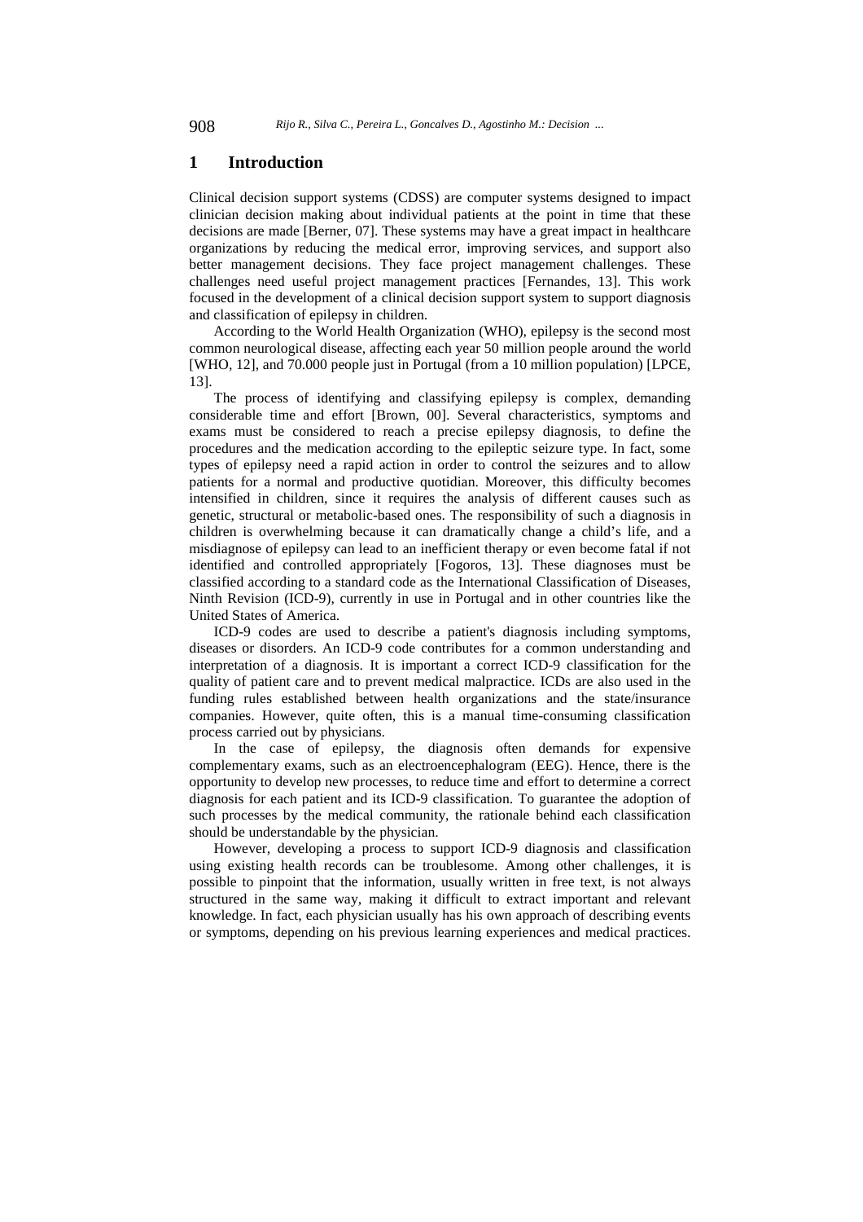# 1 Introduction

Clinical decision support systems (CDSS) are computer systems designed to impact clinician decision making about individual patients at the point in time that these decisions are made [Berner, 07]. These systems may have a great impact in healthcare organizations by reducing the medical error, improving services, and support also better management decisions. They face project management challenges. These challenges need useful project management practices [Fernandes, 13]. This work focused in the development of a clinical decision support system to support diagnosis and classification of epilepsy in children.

According to the World Health Organization (WHO), epilepsy is the second most common neurological disease, affecting each year 50 million people around the world [WHO, 12], and 70.000 people just in Portugal (from a 10 million population) [LPCE, 13].

The process of identifying and classifying epilepsy is complex, demanding considerable time and effort [Brown, 00]. Several characteristics, symptoms and exams must be considered to reach a precise epilepsy diagnosis, to define the procedures and the medication according to the epileptic seizure type. In fact, some types of epilepsy need a rapid action in order to control the seizures and to allow patients for a normal and productive quotidian. Moreover, this difficulty becomes intensified in children, since it requires the analysis of different causes such as genetic, structural or metabolic-based ones. The responsibility of such a diagnosis in children is overwhelming because it can dramatically change a child's life, and a misdiagnose of epilepsy can lead to an inefficient therapy or even become fatal if not identified and controlled appropriately [Fogoros, 13]. These diagnoses must be classified according to a standard code as the International Classification of Diseases, Ninth Revision (ICD-9), currently in use in Portugal and in other countries like the United States of America.

ICD-9 codes are used to describe a patient's diagnosis including symptoms, diseases or disorders. An ICD-9 code contributes for a common understanding and interpretation of a diagnosis. It is important a correct ICD-9 classification for the quality of patient care and to prevent medical malpractice. ICDs are also used in the funding rules established between health organizations and the state/insurance companies. However, quite often, this is a manual time-consuming classification process carried out by physicians.

In the case of epilepsy, the diagnosis often demands for expensive complementary exams, such as an electroencephalogram (EEG). Hence, there is the opportunity to develop new processes, to reduce time and effort to determine a correct diagnosis for each patient and its ICD-9 classification. To guarantee the adoption of such processes by the medical community, the rationale behind each classification should be understandable by the physician.

However, developing a process to support ICD-9 diagnosis and classification using existing health records can be troublesome. Among other challenges, it is possible to pinpoint that the information, usually written in free text, is not always structured in the same way, making it difficult to extract important and relevant knowledge. In fact, each physician usually has his own approach of describing events or symptoms, depending on his previous learning experiences and medical practices.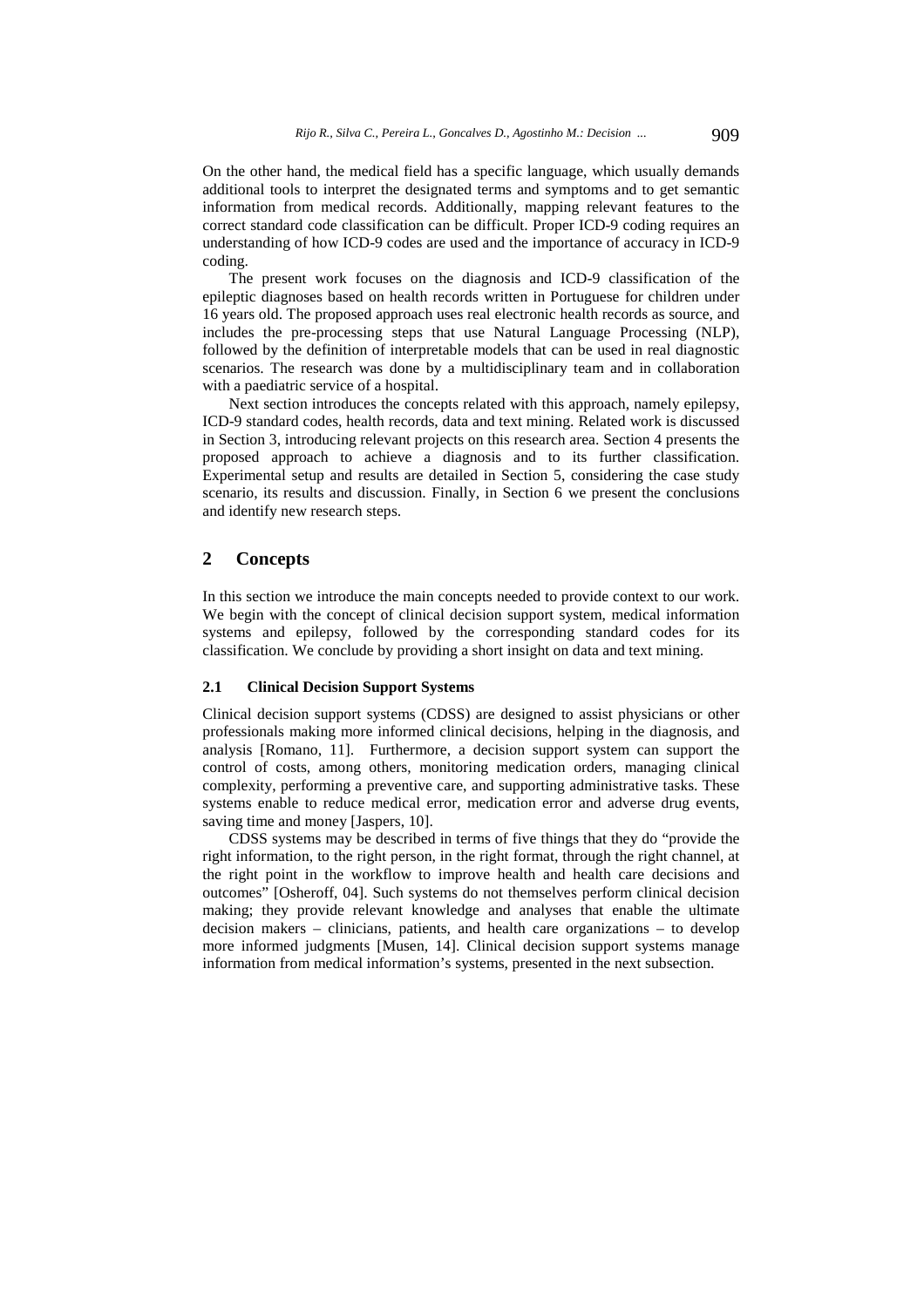On the other hand, the medical field has a specific language, which usually demands additional tools to interpret the designated terms and symptoms and to get semantic information from medical records. Additionally, mapping relevant features to the correct standard code classification can be difficult. Proper ICD-9 coding requires an understanding of how ICD-9 codes are used and the importance of accuracy in ICD-9 coding.

The present work focuses on the diagnosis and ICD-9 classification of the epileptic diagnoses based on health records written in Portuguese for children under 16 years old. The proposed approach uses real electronic health records as source, and includes the pre-processing steps that use Natural Language Processing (NLP), followed by the definition of interpretable models that can be used in real diagnostic scenarios. The research was done by a multidisciplinary team and in collaboration with a paediatric service of a hospital.

Next section introduces the concepts related with this approach, namely epilepsy, ICD-9 standard codes, health records, data and text mining. Related work is discussed in Section 3, introducing relevant projects on this research area. Section 4 presents the proposed approach to achieve a diagnosis and to its further classification. Experimental setup and results are detailed in Section 5, considering the case study scenario, its results and discussion. Finally, in Section 6 we present the conclusions and identify new research steps.

## 2 Concepts

In this section we introduce the main concepts needed to provide context to our work. We begin with the concept of clinical decision support system, medical information systems and epilepsy, followed by the corresponding standard codes for its classification. We conclude by providing a short insight on data and text mining.

### 2.1 Clinical Decision Support Systems

Clinical decision support systems (CDSS) are designed to assist physicians or other professionals making more informed clinical decisions, helping in the diagnosis, and analysis [Romano, 11]. Furthermore, a decision support system can support the control of costs, among others, monitoring medication orders, managing clinical complexity, performing a preventive care, and supporting administrative tasks. These systems enable to reduce medical error, medication error and adverse drug events, saving time and money [Jaspers, 10].

CDSS systems may be described in terms of five things that they do "provide the right information, to the right person, in the right format, through the right channel, at the right point in the workflow to improve health and health care decisions and outcomes" [Osheroff, 04]. Such systems do not themselves perform clinical decision making; they provide relevant knowledge and analyses that enable the ultimate decision makers – clinicians, patients, and health care organizations – to develop more informed judgments [Musen, 14]. Clinical decision support systems manage information from medical information's systems, presented in the next subsection.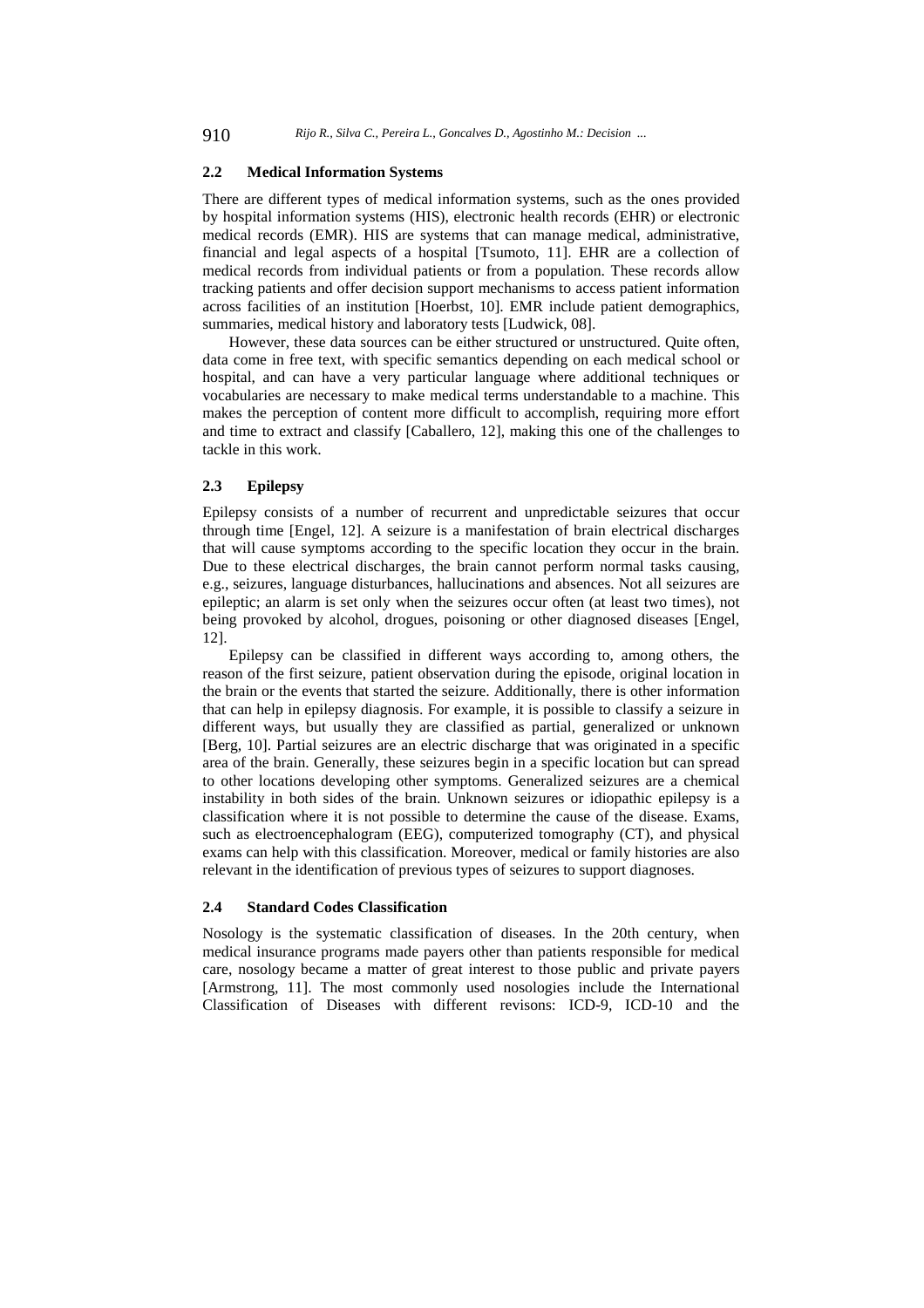### 2.2 Medical Information Systems

There are different types of medical information systems, such as the ones provided by hospital information systems (HIS), electronic health records (EHR) or electronic medical records (EMR). HIS are systems that can manage medical, administrative, financial and legal aspects of a hospital [Tsumoto, 11]. EHR are a collection of medical records from individual patients or from a population. These records allow tracking patients and offer decision support mechanisms to access patient information across facilities of an institution [Hoerbst, 10]. EMR include patient demographics, summaries, medical history and laboratory tests [Ludwick, 08].

However, these data sources can be either structured or unstructured. Quite often, data come in free text, with specific semantics depending on each medical school or hospital, and can have a very particular language where additional techniques or vocabularies are necessary to make medical terms understandable to a machine. This makes the perception of content more difficult to accomplish, requiring more effort and time to extract and classify [Caballero, 12], making this one of the challenges to tackle in this work.

### 2.3 Epilepsy

Epilepsy consists of a number of recurrent and unpredictable seizures that occur through time [Engel, 12]. A seizure is a manifestation of brain electrical discharges that will cause symptoms according to the specific location they occur in the brain. Due to these electrical discharges, the brain cannot perform normal tasks causing, e.g., seizures, language disturbances, hallucinations and absences. Not all seizures are epileptic; an alarm is set only when the seizures occur often (at least two times), not being provoked by alcohol, drogues, poisoning or other diagnosed diseases [Engel, 12].

Epilepsy can be classified in different ways according to, among others, the reason of the first seizure, patient observation during the episode, original location in the brain or the events that started the seizure. Additionally, there is other information that can help in epilepsy diagnosis. For example, it is possible to classify a seizure in different ways, but usually they are classified as partial, generalized or unknown [Berg, 10]. Partial seizures are an electric discharge that was originated in a specific area of the brain. Generally, these seizures begin in a specific location but can spread to other locations developing other symptoms. Generalized seizures are a chemical instability in both sides of the brain. Unknown seizures or idiopathic epilepsy is a classification where it is not possible to determine the cause of the disease. Exams, such as electroencephalogram (EEG), computerized tomography (CT), and physical exams can help with this classification. Moreover, medical or family histories are also relevant in the identification of previous types of seizures to support diagnoses.

### 2.4 Standard Codes Classification

Nosology is the systematic classification of diseases. In the 20th century, when medical insurance programs made payers other than patients responsible for medical care, nosology became a matter of great interest to those public and private payers [Armstrong, 11]. The most commonly used nosologies include the International Classification of Diseases with different revisons: ICD-9, ICD-10 and the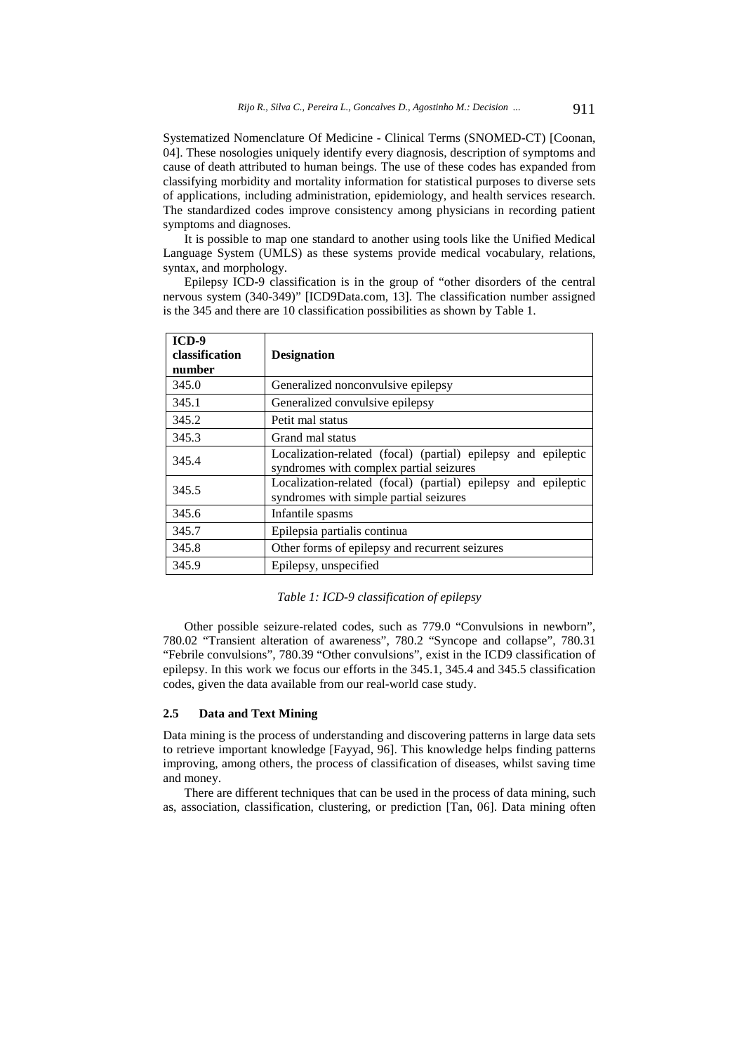Systematized Nomenclature Of Medicine - Clinical Terms (SNOMED-CT) [Coonan, 04]. These nosologies uniquely identify every diagnosis, description of symptoms and cause of death attributed to human beings. The use of these codes has expanded from classifying morbidity and mortality information for statistical purposes to diverse sets of applications, including administration, epidemiology, and health services research. The standardized codes improve consistency among physicians in recording patient symptoms and diagnoses.

It is possible to map one standard to another using tools like the Unified Medical Language System (UMLS) as these systems provide medical vocabulary, relations, syntax, and morphology.

Epilepsy ICD-9 classification is in the group of "other disorders of the central nervous system (340-349)" [ICD9Data.com, 13]. The classification number assigned is the 345 and there are 10 classification possibilities as shown by Table 1.

| ICD-9 classification number | Designation |
|---|---|
| 345.0 | Generalized nonconvulsive epilepsy |
| 345.1 | Generalized convulsive epilepsy |
| 345.2 | Petit mal status |
| 345.3 | Grand mal status |
| 345.4 | Localization-related (focal) (partial) epilepsy and epileptic syndromes with complex partial seizures |
| 345.5 | Localization-related (focal) (partial) epilepsy and epileptic syndromes with simple partial seizures |
| 345.6 | Infantile spasms |
| 345.7 | Epilepsia partialis continua |
| 345.8 | Other forms of epilepsy and recurrent seizures |
| 345.9 | Epilepsy, unspecified |

*Table 1: ICD-9 classification of epilepsy*

Other possible seizure-related codes, such as 779.0 "Convulsions in newborn", 780.02 "Transient alteration of awareness", 780.2 "Syncope and collapse", 780.31 "Febrile convulsions", 780.39 "Other convulsions", exist in the ICD9 classification of epilepsy. In this work we focus our efforts in the 345.1, 345.4 and 345.5 classification codes, given the data available from our real-world case study.

### 2.5 Data and Text Mining

Data mining is the process of understanding and discovering patterns in large data sets to retrieve important knowledge [Fayyad, 96]. This knowledge helps finding patterns improving, among others, the process of classification of diseases, whilst saving time and money.

There are different techniques that can be used in the process of data mining, such as, association, classification, clustering, or prediction [Tan, 06]. Data mining often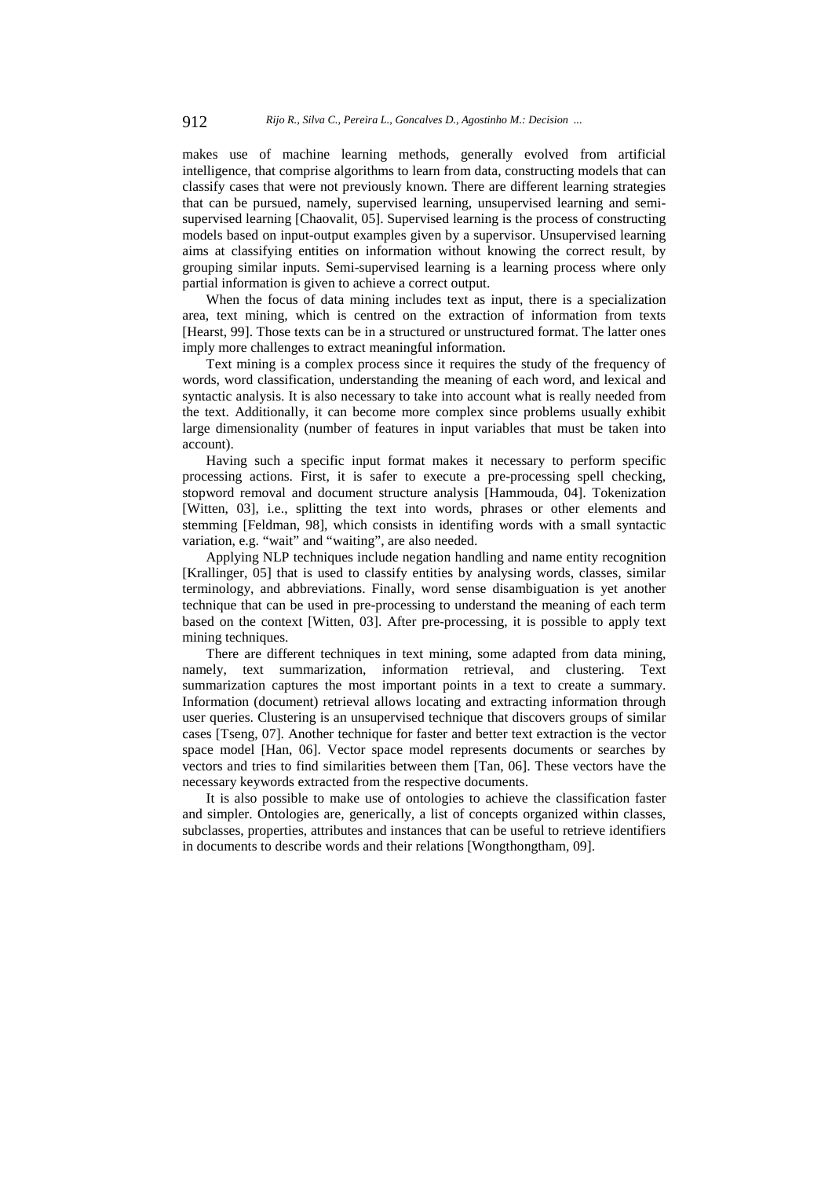makes use of machine learning methods, generally evolved from artificial intelligence, that comprise algorithms to learn from data, constructing models that can classify cases that were not previously known. There are different learning strategies that can be pursued, namely, supervised learning, unsupervised learning and semi-supervised learning [Chaovalit, 05]. Supervised learning is the process of constructing models based on input-output examples given by a supervisor. Unsupervised learning aims at classifying entities on information without knowing the correct result, by grouping similar inputs. Semi-supervised learning is a learning process where only partial information is given to achieve a correct output.

When the focus of data mining includes text as input, there is a specialization area, text mining, which is centred on the extraction of information from texts [Hearst, 99]. Those texts can be in a structured or unstructured format. The latter ones imply more challenges to extract meaningful information.

Text mining is a complex process since it requires the study of the frequency of words, word classification, understanding the meaning of each word, and lexical and syntactic analysis. It is also necessary to take into account what is really needed from the text. Additionally, it can become more complex since problems usually exhibit large dimensionality (number of features in input variables that must be taken into account).

Having such a specific input format makes it necessary to perform specific processing actions. First, it is safer to execute a pre-processing spell checking, stopword removal and document structure analysis [Hammouda, 04]. Tokenization [Witten, 03], i.e., splitting the text into words, phrases or other elements and stemming [Feldman, 98], which consists in identifing words with a small syntactic variation, e.g. "wait" and "waiting", are also needed.

Applying NLP techniques include negation handling and name entity recognition [Krallinger, 05] that is used to classify entities by analysing words, classes, similar terminology, and abbreviations. Finally, word sense disambiguation is yet another technique that can be used in pre-processing to understand the meaning of each term based on the context [Witten, 03]. After pre-processing, it is possible to apply text mining techniques.

There are different techniques in text mining, some adapted from data mining, namely, text summarization, information retrieval, and clustering. Text summarization captures the most important points in a text to create a summary. Information (document) retrieval allows locating and extracting information through user queries. Clustering is an unsupervised technique that discovers groups of similar cases [Tseng, 07]. Another technique for faster and better text extraction is the vector space model [Han, 06]. Vector space model represents documents or searches by vectors and tries to find similarities between them [Tan, 06]. These vectors have the necessary keywords extracted from the respective documents.

It is also possible to make use of ontologies to achieve the classification faster and simpler. Ontologies are, generically, a list of concepts organized within classes, subclasses, properties, attributes and instances that can be useful to retrieve identifiers in documents to describe words and their relations [Wongthongtham, 09].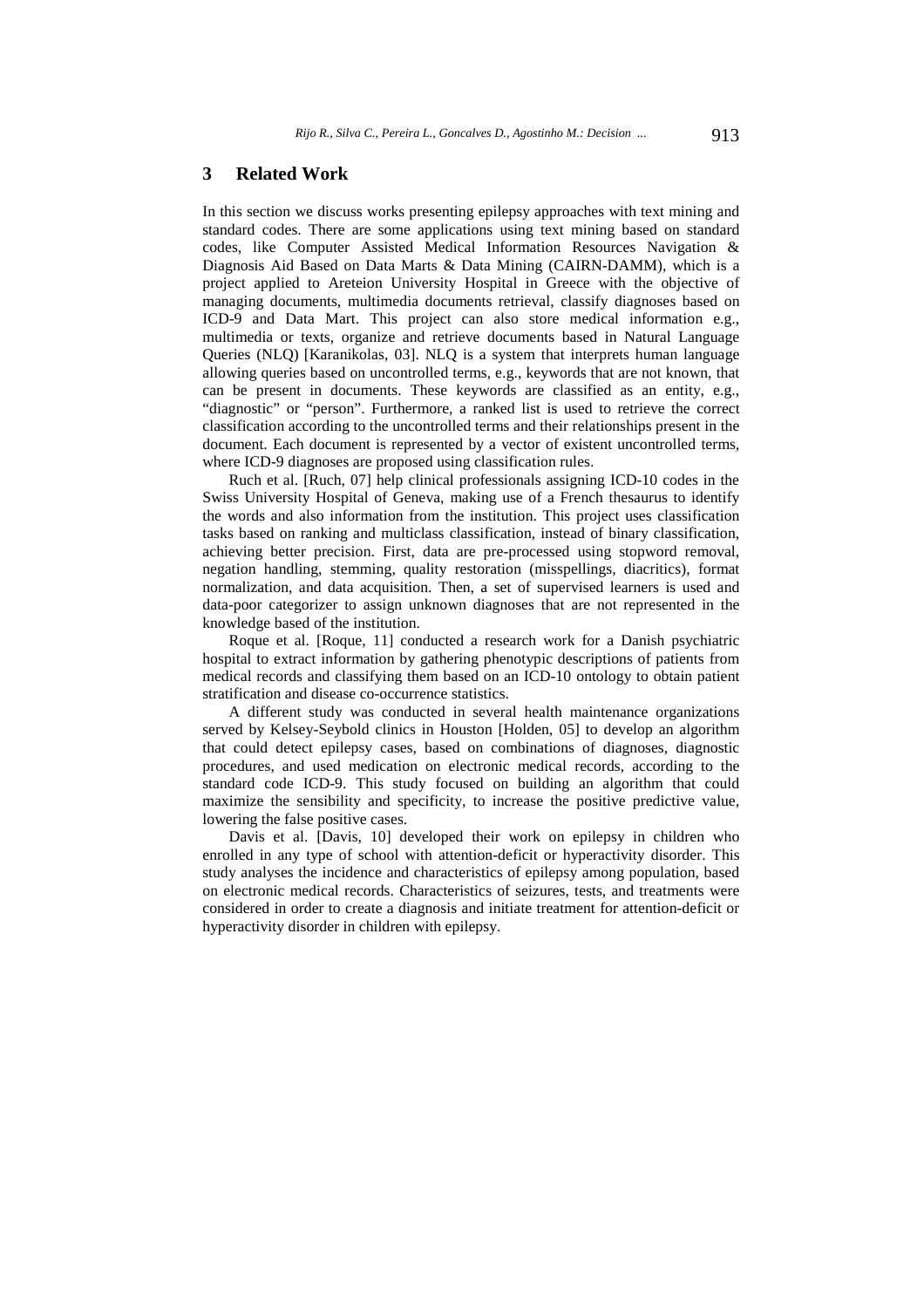## 3 Related Work

In this section we discuss works presenting epilepsy approaches with text mining and standard codes. There are some applications using text mining based on standard codes, like Computer Assisted Medical Information Resources Navigation & Diagnosis Aid Based on Data Marts & Data Mining (CAIRN-DAMM), which is a project applied to Areteion University Hospital in Greece with the objective of managing documents, multimedia documents retrieval, classify diagnoses based on ICD-9 and Data Mart. This project can also store medical information e.g., multimedia or texts, organize and retrieve documents based in Natural Language Queries (NLQ) [Karanikolas, 03]. NLQ is a system that interprets human language allowing queries based on uncontrolled terms, e.g., keywords that are not known, that can be present in documents. These keywords are classified as an entity, e.g., "diagnostic" or "person". Furthermore, a ranked list is used to retrieve the correct classification according to the uncontrolled terms and their relationships present in the document. Each document is represented by a vector of existent uncontrolled terms, where ICD-9 diagnoses are proposed using classification rules.

Ruch et al. [Ruch, 07] help clinical professionals assigning ICD-10 codes in the Swiss University Hospital of Geneva, making use of a French thesaurus to identify the words and also information from the institution. This project uses classification tasks based on ranking and multiclass classification, instead of binary classification, achieving better precision. First, data are pre-processed using stopword removal, negation handling, stemming, quality restoration (misspellings, diacritics), format normalization, and data acquisition. Then, a set of supervised learners is used and data-poor categorizer to assign unknown diagnoses that are not represented in the knowledge based of the institution.

Roque et al. [Roque, 11] conducted a research work for a Danish psychiatric hospital to extract information by gathering phenotypic descriptions of patients from medical records and classifying them based on an ICD-10 ontology to obtain patient stratification and disease co-occurrence statistics.

A different study was conducted in several health maintenance organizations served by Kelsey-Seybold clinics in Houston [Holden, 05] to develop an algorithm that could detect epilepsy cases, based on combinations of diagnoses, diagnostic procedures, and used medication on electronic medical records, according to the standard code ICD-9. This study focused on building an algorithm that could maximize the sensibility and specificity, to increase the positive predictive value, lowering the false positive cases.

Davis et al. [Davis, 10] developed their work on epilepsy in children who enrolled in any type of school with attention-deficit or hyperactivity disorder. This study analyses the incidence and characteristics of epilepsy among population, based on electronic medical records. Characteristics of seizures, tests, and treatments were considered in order to create a diagnosis and initiate treatment for attention-deficit or hyperactivity disorder in children with epilepsy.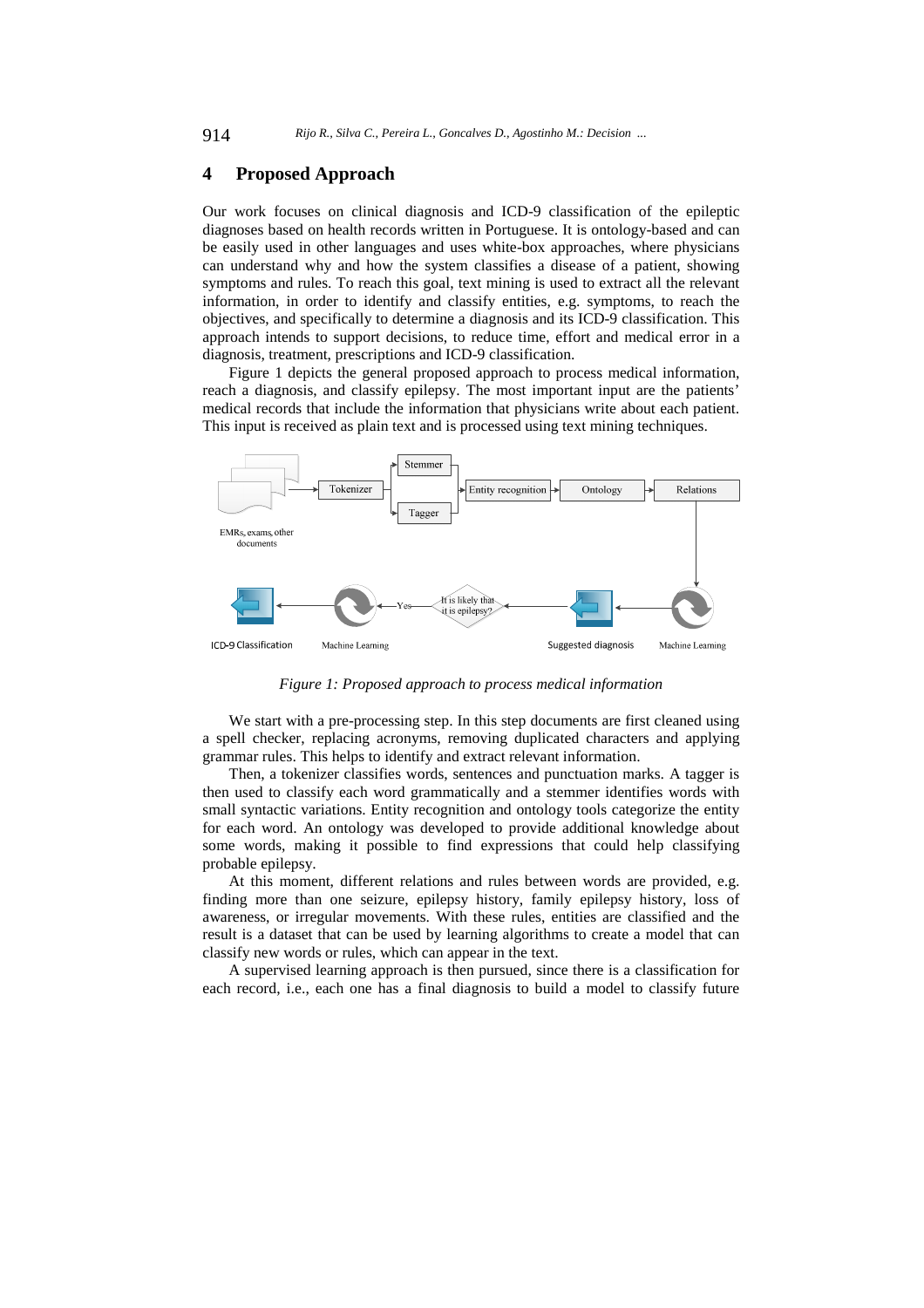## 4 Proposed Approach

Our work focuses on clinical diagnosis and ICD-9 classification of the epileptic diagnoses based on health records written in Portuguese. It is ontology-based and can be easily used in other languages and uses white-box approaches, where physicians can understand why and how the system classifies a disease of a patient, showing symptoms and rules. To reach this goal, text mining is used to extract all the relevant information, in order to identify and classify entities, e.g. symptoms, to reach the objectives, and specifically to determine a diagnosis and its ICD-9 classification. This approach intends to support decisions, to reduce time, effort and medical error in a diagnosis, treatment, prescriptions and ICD-9 classification.

Figure 1 depicts the general proposed approach to process medical information, reach a diagnosis, and classify epilepsy. The most important input are the patients' medical records that include the information that physicians write about each patient. This input is received as plain text and is processed using text mining techniques.

*Figure 1: Proposed approach to process medical information*

We start with a pre-processing step. In this step documents are first cleaned using a spell checker, replacing acronyms, removing duplicated characters and applying grammar rules. This helps to identify and extract relevant information.

Then, a tokenizer classifies words, sentences and punctuation marks. A tagger is then used to classify each word grammatically and a stemmer identifies words with small syntactic variations. Entity recognition and ontology tools categorize the entity for each word. An ontology was developed to provide additional knowledge about some words, making it possible to find expressions that could help classifying probable epilepsy.

At this moment, different relations and rules between words are provided, e.g. finding more than one seizure, epilepsy history, family epilepsy history, loss of awareness, or irregular movements. With these rules, entities are classified and the result is a dataset that can be used by learning algorithms to create a model that can classify new words or rules, which can appear in the text.

A supervised learning approach is then pursued, since there is a classification for each record, i.e., each one has a final diagnosis to build a model to classify future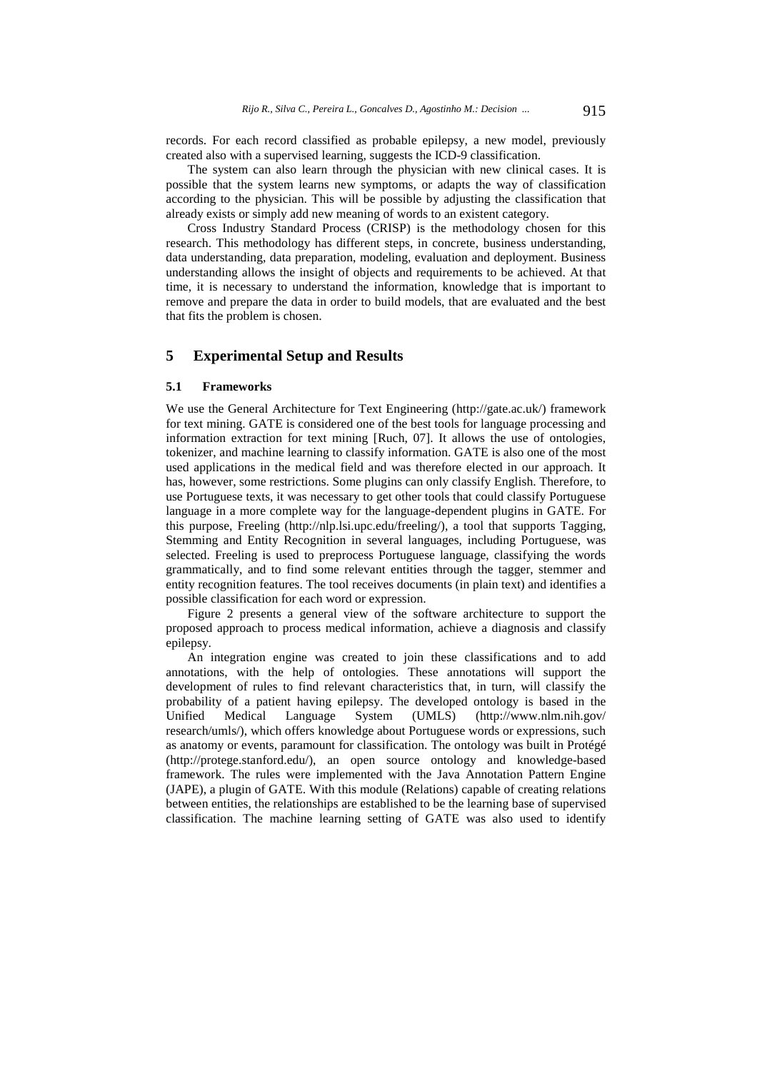records. For each record classified as probable epilepsy, a new model, previously created also with a supervised learning, suggests the ICD-9 classification.

The system can also learn through the physician with new clinical cases. It is possible that the system learns new symptoms, or adapts the way of classification according to the physician. This will be possible by adjusting the classification that already exists or simply add new meaning of words to an existent category.

Cross Industry Standard Process (CRISP) is the methodology chosen for this research. This methodology has different steps, in concrete, business understanding, data understanding, data preparation, modeling, evaluation and deployment. Business understanding allows the insight of objects and requirements to be achieved. At that time, it is necessary to understand the information, knowledge that is important to remove and prepare the data in order to build models, that are evaluated and the best that fits the problem is chosen.

## 5 Experimental Setup and Results

### 5.1 Frameworks

We use the General Architecture for Text Engineering (http://gate.ac.uk/) framework for text mining. GATE is considered one of the best tools for language processing and information extraction for text mining [Ruch, 07]. It allows the use of ontologies, tokenizer, and machine learning to classify information. GATE is also one of the most used applications in the medical field and was therefore elected in our approach. It has, however, some restrictions. Some plugins can only classify English. Therefore, to use Portuguese texts, it was necessary to get other tools that could classify Portuguese language in a more complete way for the language-dependent plugins in GATE. For this purpose, Freeling (http://nlp.lsi.upc.edu/freeling/), a tool that supports Tagging, Stemming and Entity Recognition in several languages, including Portuguese, was selected. Freeling is used to preprocess Portuguese language, classifying the words grammatically, and to find some relevant entities through the tagger, stemmer and entity recognition features. The tool receives documents (in plain text) and identifies a possible classification for each word or expression.

Figure 2 presents a general view of the software architecture to support the proposed approach to process medical information, achieve a diagnosis and classify epilepsy.

An integration engine was created to join these classifications and to add annotations, with the help of ontologies. These annotations will support the development of rules to find relevant characteristics that, in turn, will classify the probability of a patient having epilepsy. The developed ontology is based in the Unified Medical Language System (UMLS) (http://www.nlm.nih.gov/research/umls/), which offers knowledge about Portuguese words or expressions, such as anatomy or events, paramount for classification. The ontology was built in Protégé (http://protege.stanford.edu/), an open source ontology and knowledge-based framework. The rules were implemented with the Java Annotation Pattern Engine (JAPE), a plugin of GATE. With this module (Relations) capable of creating relations between entities, the relationships are established to be the learning base of supervised classification. The machine learning setting of GATE was also used to identify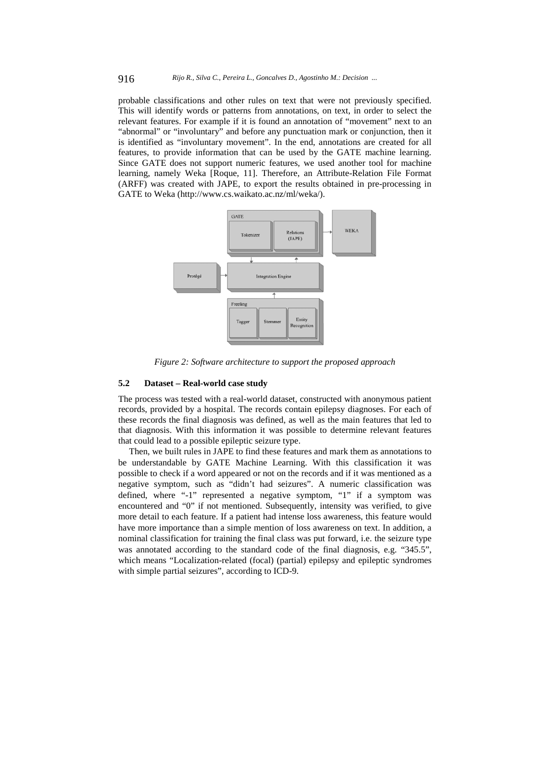probable classifications and other rules on text that were not previously specified. This will identify words or patterns from annotations, on text, in order to select the relevant features. For example if it is found an annotation of "movement" next to an "abnormal" or "involuntary" and before any punctuation mark or conjunction, then it is identified as "involuntary movement". In the end, annotations are created for all features, to provide information that can be used by the GATE machine learning. Since GATE does not support numeric features, we used another tool for machine learning, namely Weka [Roque, 11]. Therefore, an Attribute-Relation File Format (ARFF) was created with JAPE, to export the results obtained in pre-processing in GATE to Weka (http://www.cs.waikato.ac.nz/ml/weka/).

*Figure 2: Software architecture to support the proposed approach*

### 5.2 Dataset – Real-world case study

The process was tested with a real-world dataset, constructed with anonymous patient records, provided by a hospital. The records contain epilepsy diagnoses. For each of these records the final diagnosis was defined, as well as the main features that led to that diagnosis. With this information it was possible to determine relevant features that could lead to a possible epileptic seizure type.

Then, we built rules in JAPE to find these features and mark them as annotations to be understandable by GATE Machine Learning. With this classification it was possible to check if a word appeared or not on the records and if it was mentioned as a negative symptom, such as "didn't had seizures". A numeric classification was defined, where "-1" represented a negative symptom, "1" if a symptom was encountered and "0" if not mentioned. Subsequently, intensity was verified, to give more detail to each feature. If a patient had intense loss awareness, this feature would have more importance than a simple mention of loss awareness on text. In addition, a nominal classification for training the final class was put forward, i.e. the seizure type was annotated according to the standard code of the final diagnosis, e.g. "345.5", which means "Localization-related (focal) (partial) epilepsy and epileptic syndromes with simple partial seizures", according to ICD-9.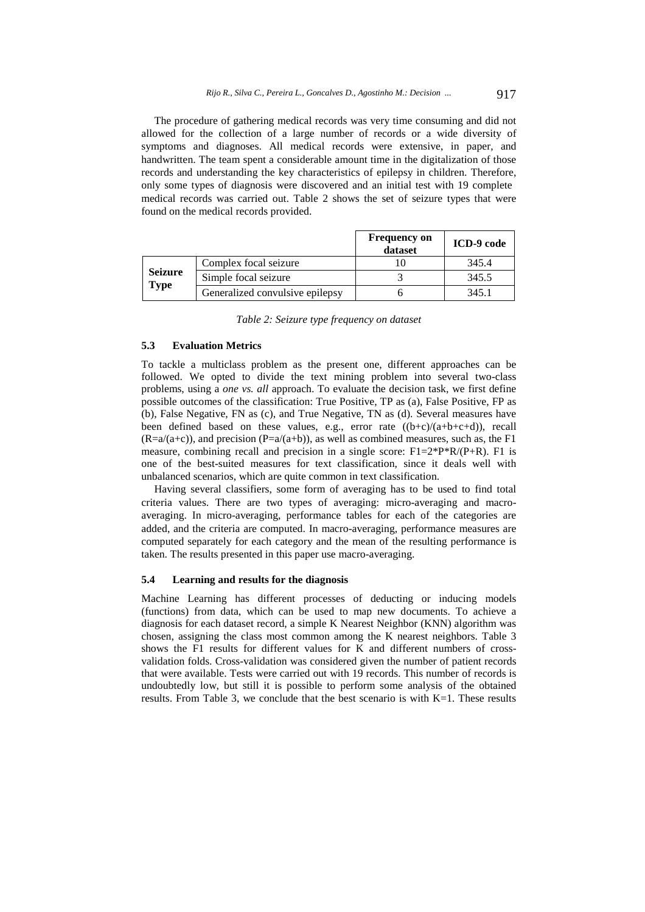The procedure of gathering medical records was very time consuming and did not allowed for the collection of a large number of records or a wide diversity of symptoms and diagnoses. All medical records were extensive, in paper, and handwritten. The team spent a considerable amount time in the digitalization of those records and understanding the key characteristics of epilepsy in children. Therefore, only some types of diagnosis were discovered and an initial test with 19 complete medical records was carried out. Table 2 shows the set of seizure types that were found on the medical records provided.

| | | Frequency on dataset | ICD-9 code |
|---|---|---|---|
| **Seizure Type** | Complex focal seizure | 10 | 345.4 |
| | Simple focal seizure | 3 | 345.5 |
| | Generalized convulsive epilepsy | 6 | 345.1 |

*Table 2: Seizure type frequency on dataset*

### 5.3 Evaluation Metrics

To tackle a multiclass problem as the present one, different approaches can be followed. We opted to divide the text mining problem into several two-class problems, using a *one vs. all* approach. To evaluate the decision task, we first define possible outcomes of the classification: True Positive, TP as (a), False Positive, FP as (b), False Negative, FN as (c), and True Negative, TN as (d). Several measures have been defined based on these values, e.g., error rate $((b+c)/(a+b+c+d))$, recall $(R=a/(a+c))$, and precision $(P=a/(a+b))$, as well as combined measures, such as, the F1 measure, combining recall and precision in a single score: $F1=2*P*R/(P+R)$. F1 is one of the best-suited measures for text classification, since it deals well with unbalanced scenarios, which are quite common in text classification.

Having several classifiers, some form of averaging has to be used to find total criteria values. There are two types of averaging: micro-averaging and macro-averaging. In micro-averaging, performance tables for each of the categories are added, and the criteria are computed. In macro-averaging, performance measures are computed separately for each category and the mean of the resulting performance is taken. The results presented in this paper use macro-averaging.

### 5.4 Learning and results for the diagnosis

Machine Learning has different processes of deducting or inducing models (functions) from data, which can be used to map new documents. To achieve a diagnosis for each dataset record, a simple K Nearest Neighbor (KNN) algorithm was chosen, assigning the class most common among the K nearest neighbors. Table 3 shows the F1 results for different values for K and different numbers of cross-validation folds. Cross-validation was considered given the number of patient records that were available. Tests were carried out with 19 records. This number of records is undoubtedly low, but still it is possible to perform some analysis of the obtained results. From Table 3, we conclude that the best scenario is with K=1. These results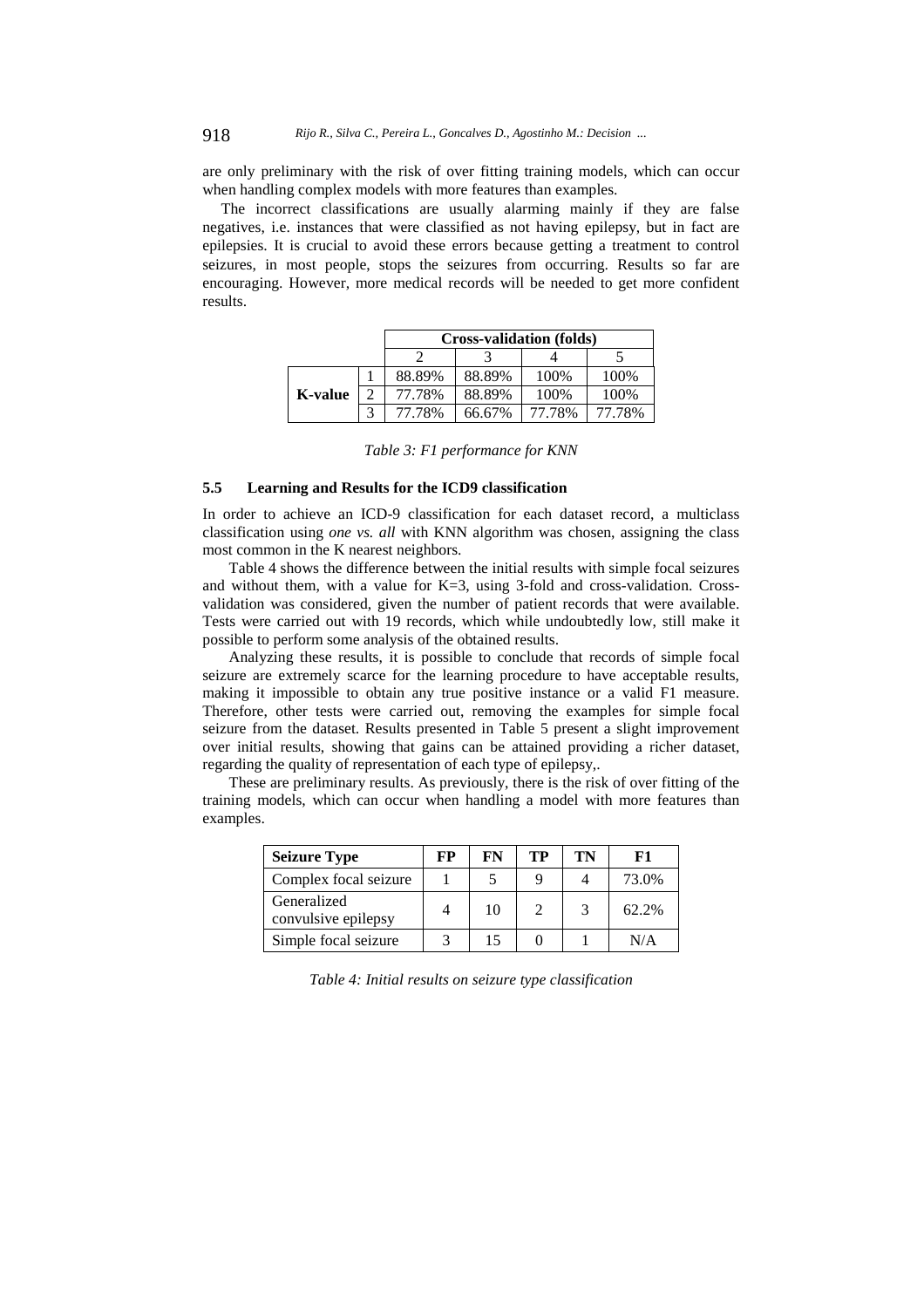are only preliminary with the risk of over fitting training models, which can occur when handling complex models with more features than examples.

The incorrect classifications are usually alarming mainly if they are false negatives, i.e. instances that were classified as not having epilepsy, but in fact are epilepsies. It is crucial to avoid these errors because getting a treatment to control seizures, in most people, stops the seizures from occurring. Results so far are encouraging. However, more medical records will be needed to get more confident results.

| | | Cross-validation (folds) | | | |
|---|---|---|---|---|---|
| | | 2 | 3 | 4 | 5 |
| K-value | 1 | 88.89% | 88.89% | 100% | 100% |
| | 2 | 77.78% | 88.89% | 100% | 100% |
| | 3 | 77.78% | 66.67% | 77.78% | 77.78% |

*Table 3: F1 performance for KNN*

### 5.5 Learning and Results for the ICD9 classification

In order to achieve an ICD-9 classification for each dataset record, a multiclass classification using *one vs. all* with KNN algorithm was chosen, assigning the class most common in the K nearest neighbors.

Table 4 shows the difference between the initial results with simple focal seizures and without them, with a value for K=3, using 3-fold and cross-validation. Cross-validation was considered, given the number of patient records that were available. Tests were carried out with 19 records, which while undoubtedly low, still make it possible to perform some analysis of the obtained results.

Analyzing these results, it is possible to conclude that records of simple focal seizure are extremely scarce for the learning procedure to have acceptable results, making it impossible to obtain any true positive instance or a valid F1 measure. Therefore, other tests were carried out, removing the examples for simple focal seizure from the dataset. Results presented in Table 5 present a slight improvement over initial results, showing that gains can be attained providing a richer dataset, regarding the quality of representation of each type of epilepsy,.

These are preliminary results. As previously, there is the risk of over fitting of the training models, which can occur when handling a model with more features than examples.

| Seizure Type | FP | FN | TP | TN | F1 |
|---|---|---|---|---|---|
| Complex focal seizure | 1 | 5 | 9 | 4 | 73.0% |
| Generalized convulsive epilepsy | 4 | 10 | 2 | 3 | 62.2% |
| Simple focal seizure | 3 | 15 | 0 | 1 | N/A |

*Table 4: Initial results on seizure type classification*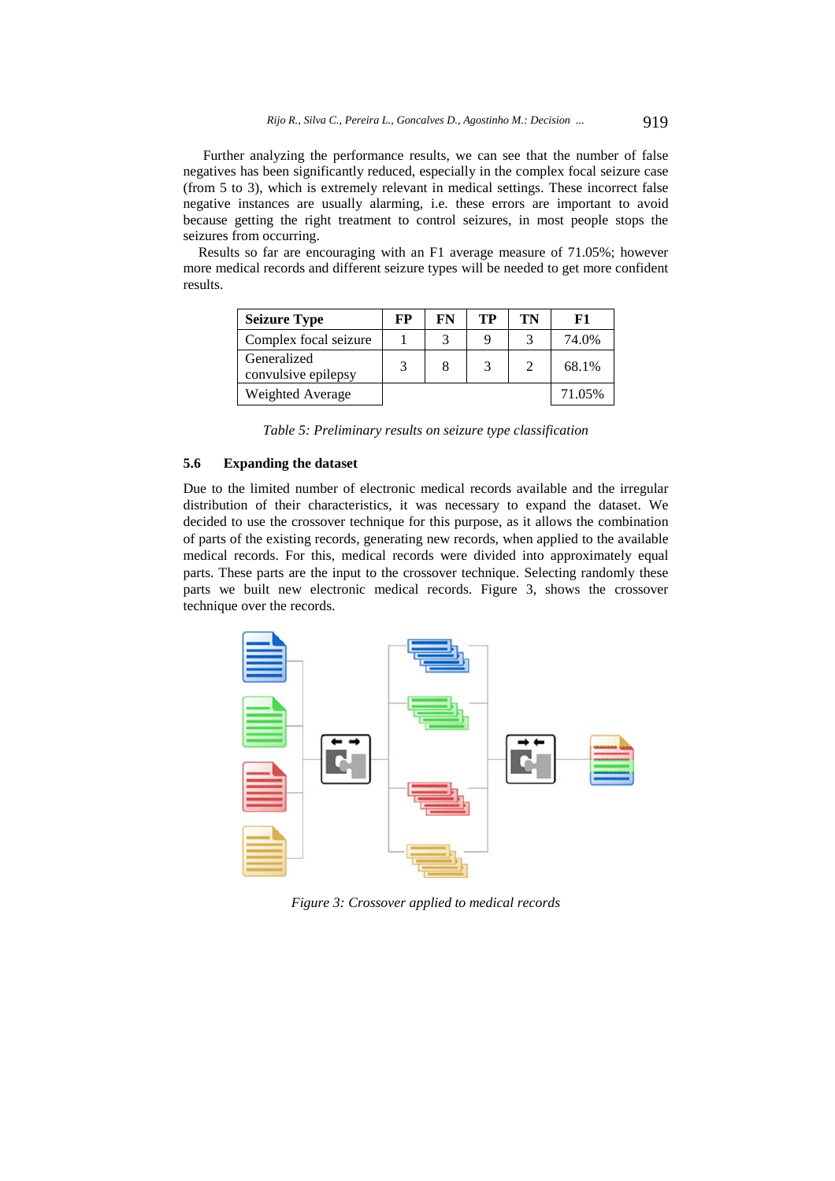Further analyzing the performance results, we can see that the number of false negatives has been significantly reduced, especially in the complex focal seizure case (from 5 to 3), which is extremely relevant in medical settings. These incorrect false negative instances are usually alarming, i.e. these errors are important to avoid because getting the right treatment to control seizures, in most people stops the seizures from occurring.

Results so far are encouraging with an F1 average measure of 71.05%; however more medical records and different seizure types will be needed to get more confident results.

| Seizure Type | FP | FN | TP | TN | F1 |
|---|---|---|---|---|---|
| Complex focal seizure | 1 | 3 | 9 | 3 | 74.0% |
| Generalized convulsive epilepsy | 3 | 8 | 3 | 2 | 68.1% |
| Weighted Average | | | | | 71.05% |

*Table 5: Preliminary results on seizure type classification*

### 5.6 Expanding the dataset

Due to the limited number of electronic medical records available and the irregular distribution of their characteristics, it was necessary to expand the dataset. We decided to use the crossover technique for this purpose, as it allows the combination of parts of the existing records, generating new records, when applied to the available medical records. For this, medical records were divided into approximately equal parts. These parts are the input to the crossover technique. Selecting randomly these parts we built new electronic medical records. Figure 3, shows the crossover technique over the records.

*Figure 3: Crossover applied to medical records*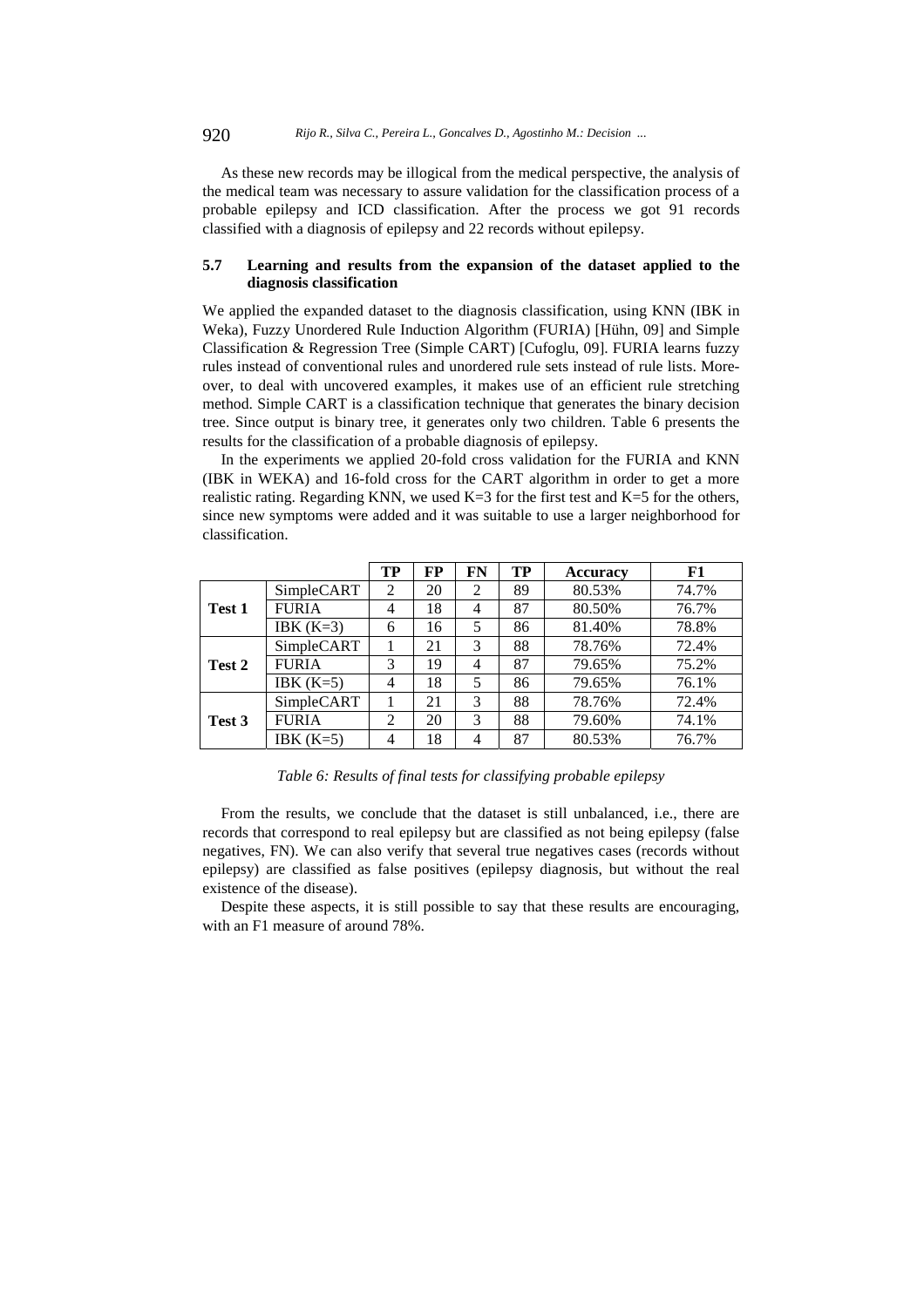As these new records may be illogical from the medical perspective, the analysis of the medical team was necessary to assure validation for the classification process of a probable epilepsy and ICD classification. After the process we got 91 records classified with a diagnosis of epilepsy and 22 records without epilepsy.

### 5.7 Learning and results from the expansion of the dataset applied to the diagnosis classification

We applied the expanded dataset to the diagnosis classification, using KNN (IBK in Weka), Fuzzy Unordered Rule Induction Algorithm (FURIA) [Hühn, 09] and Simple Classification & Regression Tree (Simple CART) [Cufoglu, 09]. FURIA learns fuzzy rules instead of conventional rules and unordered rule sets instead of rule lists. Moreover, to deal with uncovered examples, it makes use of an efficient rule stretching method. Simple CART is a classification technique that generates the binary decision tree. Since output is binary tree, it generates only two children. Table 6 presents the results for the classification of a probable diagnosis of epilepsy.

In the experiments we applied 20-fold cross validation for the FURIA and KNN (IBK in WEKA) and 16-fold cross for the CART algorithm in order to get a more realistic rating. Regarding KNN, we used K=3 for the first test and K=5 for the others, since new symptoms were added and it was suitable to use a larger neighborhood for classification.

| | | TP | FP | FN | TP | Accuracy | F1 |
|---|---|---|---|---|---|---|---|
| **Test 1** | SimpleCART | 2 | 20 | 2 | 89 | 80.53% | 74.7% |
| | FURIA | 4 | 18 | 4 | 87 | 80.50% | 76.7% |
| | IBK (K=3) | 6 | 16 | 5 | 86 | 81.40% | 78.8% |
| **Test 2** | SimpleCART | 1 | 21 | 3 | 88 | 78.76% | 72.4% |
| | FURIA | 3 | 19 | 4 | 87 | 79.65% | 75.2% |
| | IBK (K=5) | 4 | 18 | 5 | 86 | 79.65% | 76.1% |
| **Test 3** | SimpleCART | 1 | 21 | 3 | 88 | 78.76% | 72.4% |
| | FURIA | 2 | 20 | 3 | 88 | 79.60% | 74.1% |
| | IBK (K=5) | 4 | 18 | 4 | 87 | 80.53% | 76.7% |

*Table 6: Results of final tests for classifying probable epilepsy*

From the results, we conclude that the dataset is still unbalanced, i.e., there are records that correspond to real epilepsy but are classified as not being epilepsy (false negatives, FN). We can also verify that several true negatives cases (records without epilepsy) are classified as false positives (epilepsy diagnosis, but without the real existence of the disease).

Despite these aspects, it is still possible to say that these results are encouraging, with an F1 measure of around 78%.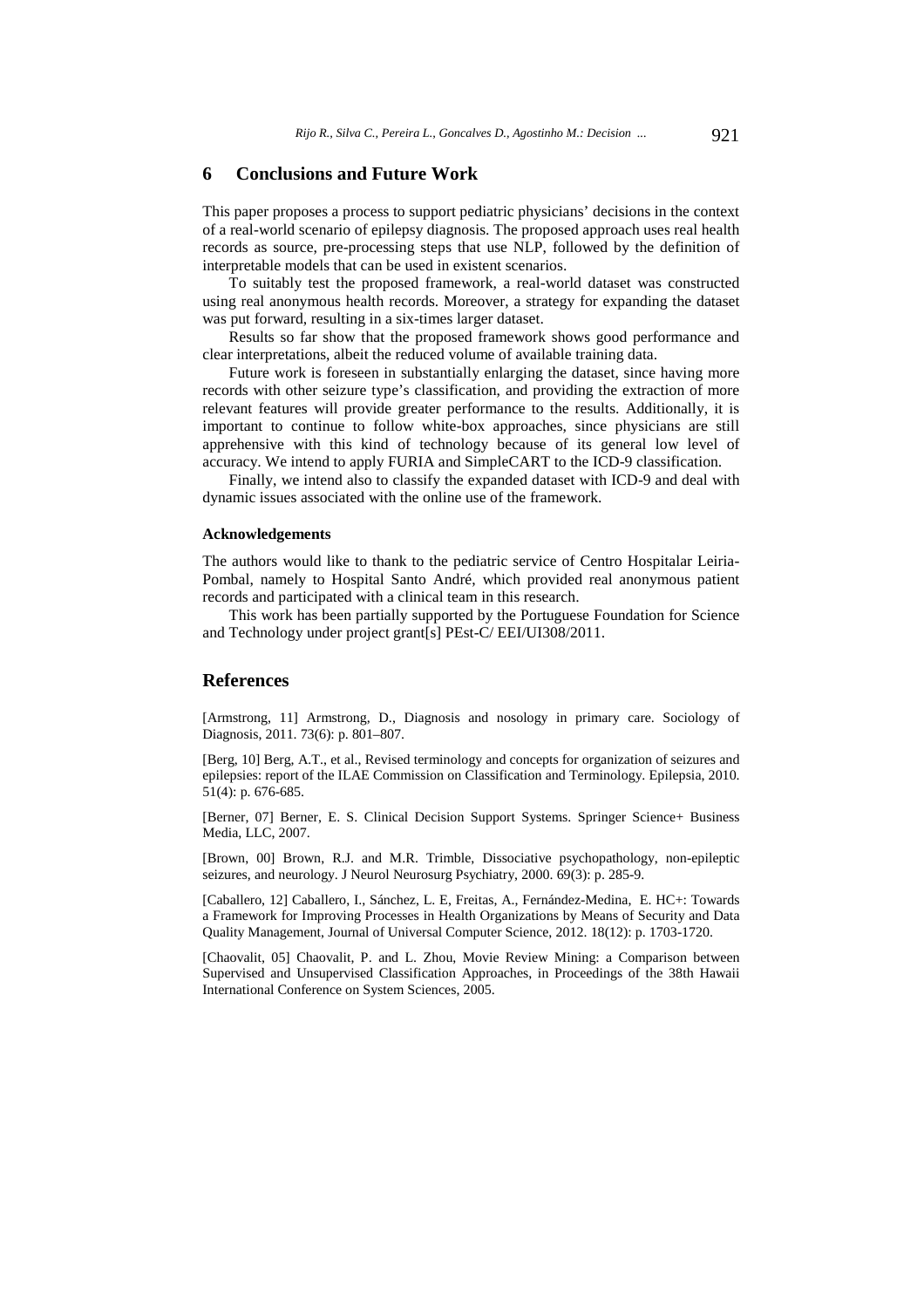## 6 Conclusions and Future Work

This paper proposes a process to support pediatric physicians' decisions in the context of a real-world scenario of epilepsy diagnosis. The proposed approach uses real health records as source, pre-processing steps that use NLP, followed by the definition of interpretable models that can be used in existent scenarios.

To suitably test the proposed framework, a real-world dataset was constructed using real anonymous health records. Moreover, a strategy for expanding the dataset was put forward, resulting in a six-times larger dataset.

Results so far show that the proposed framework shows good performance and clear interpretations, albeit the reduced volume of available training data.

Future work is foreseen in substantially enlarging the dataset, since having more records with other seizure type's classification, and providing the extraction of more relevant features will provide greater performance to the results. Additionally, it is important to continue to follow white-box approaches, since physicians are still apprehensive with this kind of technology because of its general low level of accuracy. We intend to apply FURIA and SimpleCART to the ICD-9 classification.

Finally, we intend also to classify the expanded dataset with ICD-9 and deal with dynamic issues associated with the online use of the framework.

### Acknowledgements

The authors would like to thank to the pediatric service of Centro Hospitalar Leiria-Pombal, namely to Hospital Santo André, which provided real anonymous patient records and participated with a clinical team in this research.

This work has been partially supported by the Portuguese Foundation for Science and Technology under project grant[s] PEst-C/ EEI/UI308/2011.

## References

[Armstrong, 11] Armstrong, D., Diagnosis and nosology in primary care. Sociology of Diagnosis, 2011. 73(6): p. 801–807.

[Berg, 10] Berg, A.T., et al., Revised terminology and concepts for organization of seizures and epilepsies: report of the ILAE Commission on Classification and Terminology. Epilepsia, 2010. 51(4): p. 676-685.

[Berner, 07] Berner, E. S. Clinical Decision Support Systems. Springer Science+ Business Media, LLC, 2007.

[Brown, 00] Brown, R.J. and M.R. Trimble, Dissociative psychopathology, non-epileptic seizures, and neurology. J Neurol Neurosurg Psychiatry, 2000. 69(3): p. 285-9.

[Caballero, 12] Caballero, I., Sánchez, L. E, Freitas, A., Fernández-Medina, E. HC+: Towards a Framework for Improving Processes in Health Organizations by Means of Security and Data Quality Management, Journal of Universal Computer Science, 2012. 18(12): p. 1703-1720.

[Chaovalit, 05] Chaovalit, P. and L. Zhou, Movie Review Mining: a Comparison between Supervised and Unsupervised Classification Approaches, in Proceedings of the 38th Hawaii International Conference on System Sciences, 2005.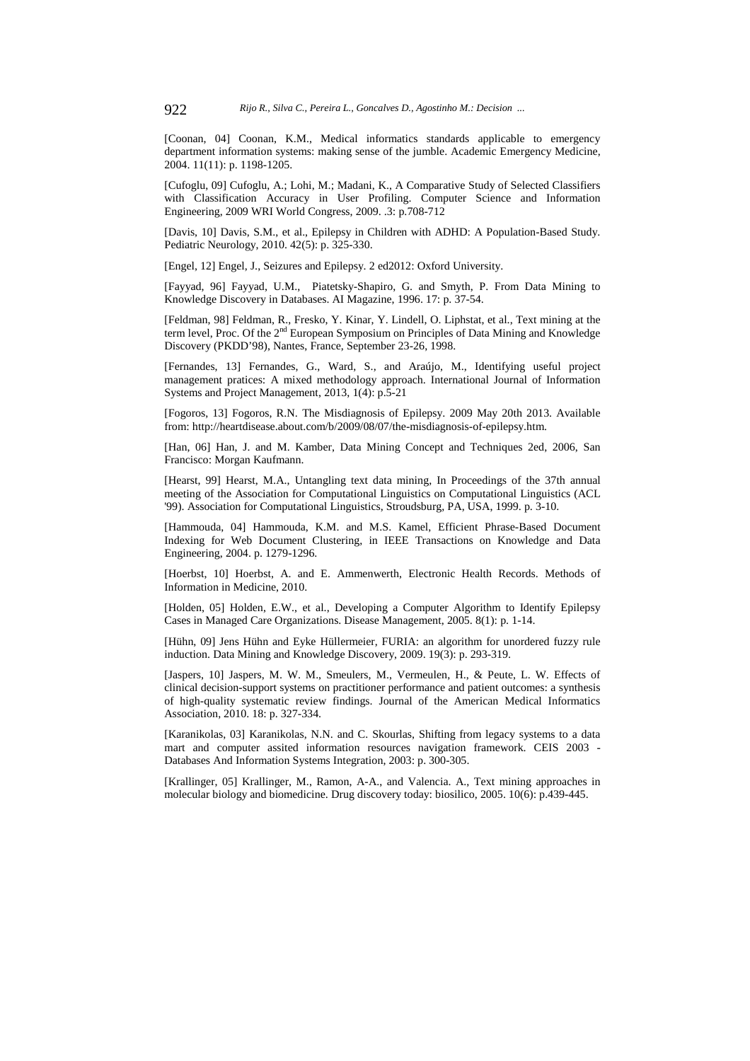[Coonan, 04] Coonan, K.M., Medical informatics standards applicable to emergency department information systems: making sense of the jumble. Academic Emergency Medicine, 2004. 11(11): p. 1198-1205.

[Cufoglu, 09] Cufoglu, A.; Lohi, M.; Madani, K., A Comparative Study of Selected Classifiers with Classification Accuracy in User Profiling. Computer Science and Information Engineering, 2009 WRI World Congress, 2009. .3: p.708-712

[Davis, 10] Davis, S.M., et al., Epilepsy in Children with ADHD: A Population-Based Study. Pediatric Neurology, 2010. 42(5): p. 325-330.

[Engel, 12] Engel, J., Seizures and Epilepsy. 2 ed2012: Oxford University.

[Fayyad, 96] Fayyad, U.M., Piatetsky-Shapiro, G. and Smyth, P. From Data Mining to Knowledge Discovery in Databases. AI Magazine, 1996. 17: p. 37-54.

[Feldman, 98] Feldman, R., Fresko, Y. Kinar, Y. Lindell, O. Liphstat, et al., Text mining at the term level, Proc. Of the 2nd European Symposium on Principles of Data Mining and Knowledge Discovery (PKDD'98), Nantes, France, September 23-26, 1998.

[Fernandes, 13] Fernandes, G., Ward, S., and Araújo, M., Identifying useful project management pratices: A mixed methodology approach. International Journal of Information Systems and Project Management, 2013, 1(4): p.5-21

[Fogoros, 13] Fogoros, R.N. The Misdiagnosis of Epilepsy. 2009 May 20th 2013. Available from: http://heartdisease.about.com/b/2009/08/07/the-misdiagnosis-of-epilepsy.htm.

[Han, 06] Han, J. and M. Kamber, Data Mining Concept and Techniques 2ed, 2006, San Francisco: Morgan Kaufmann.

[Hearst, 99] Hearst, M.A., Untangling text data mining, In Proceedings of the 37th annual meeting of the Association for Computational Linguistics on Computational Linguistics (ACL '99). Association for Computational Linguistics, Stroudsburg, PA, USA, 1999. p. 3-10.

[Hammouda, 04] Hammouda, K.M. and M.S. Kamel, Efficient Phrase-Based Document Indexing for Web Document Clustering, in IEEE Transactions on Knowledge and Data Engineering, 2004. p. 1279-1296.

[Hoerbst, 10] Hoerbst, A. and E. Ammenwerth, Electronic Health Records. Methods of Information in Medicine, 2010.

[Holden, 05] Holden, E.W., et al., Developing a Computer Algorithm to Identify Epilepsy Cases in Managed Care Organizations. Disease Management, 2005. 8(1): p. 1-14.

[Hühn, 09] Jens Hühn and Eyke Hüllermeier, FURIA: an algorithm for unordered fuzzy rule induction. Data Mining and Knowledge Discovery, 2009. 19(3): p. 293-319.

[Jaspers, 10] Jaspers, M. W. M., Smeulers, M., Vermeulen, H., & Peute, L. W. Effects of clinical decision-support systems on practitioner performance and patient outcomes: a synthesis of high-quality systematic review findings. Journal of the American Medical Informatics Association, 2010. 18: p. 327-334.

[Karanikolas, 03] Karanikolas, N.N. and C. Skourlas, Shifting from legacy systems to a data mart and computer assited information resources navigation framework. CEIS 2003 - Databases And Information Systems Integration, 2003: p. 300-305.

[Krallinger, 05] Krallinger, M., Ramon, A-A., and Valencia. A., Text mining approaches in molecular biology and biomedicine. Drug discovery today: biosilico, 2005. 10(6): p.439-445.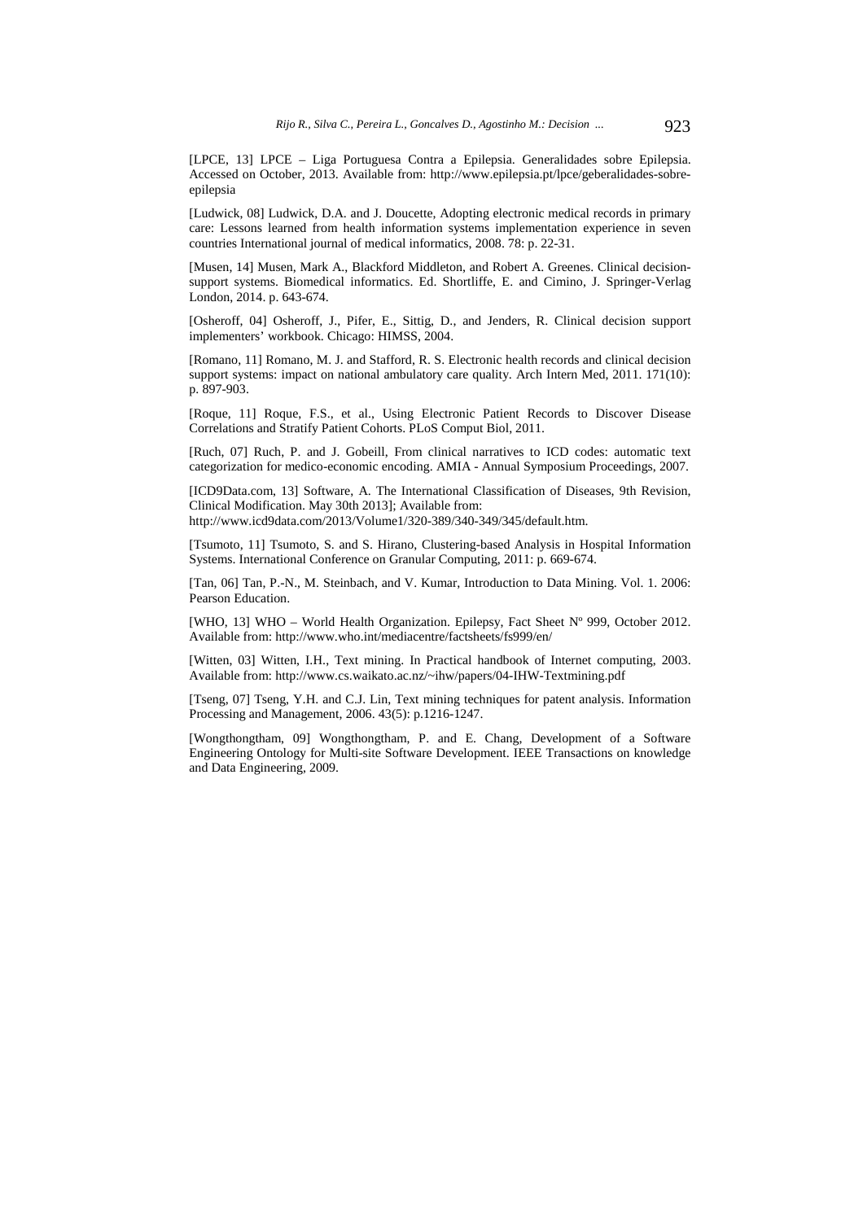[LPCE, 13] LPCE – Liga Portuguesa Contra a Epilepsia. Generalidades sobre Epilepsia. Accessed on October, 2013. Available from: http://www.epilepsia.pt/lpce/geberalidades-sobre-epilepsia

[Ludwick, 08] Ludwick, D.A. and J. Doucette, Adopting electronic medical records in primary care: Lessons learned from health information systems implementation experience in seven countries International journal of medical informatics, 2008. 78: p. 22-31.

[Musen, 14] Musen, Mark A., Blackford Middleton, and Robert A. Greenes. Clinical decision-support systems. Biomedical informatics. Ed. Shortliffe, E. and Cimino, J. Springer-Verlag London, 2014. p. 643-674.

[Osheroff, 04] Osheroff, J., Pifer, E., Sittig, D., and Jenders, R. Clinical decision support implementers' workbook. Chicago: HIMSS, 2004.

[Romano, 11] Romano, M. J. and Stafford, R. S. Electronic health records and clinical decision support systems: impact on national ambulatory care quality. Arch Intern Med, 2011. 171(10): p. 897-903.

[Roque, 11] Roque, F.S., et al., Using Electronic Patient Records to Discover Disease Correlations and Stratify Patient Cohorts. PLoS Comput Biol, 2011.

[Ruch, 07] Ruch, P. and J. Gobeill, From clinical narratives to ICD codes: automatic text categorization for medico-economic encoding. AMIA - Annual Symposium Proceedings, 2007.

[ICD9Data.com, 13] Software, A. The International Classification of Diseases, 9th Revision, Clinical Modification. May 30th 2013]; Available from: http://www.icd9data.com/2013/Volume1/320-389/340-349/345/default.htm.

[Tsumoto, 11] Tsumoto, S. and S. Hirano, Clustering-based Analysis in Hospital Information Systems. International Conference on Granular Computing, 2011: p. 669-674.

[Tan, 06] Tan, P.-N., M. Steinbach, and V. Kumar, Introduction to Data Mining. Vol. 1. 2006: Pearson Education.

[WHO, 13] WHO – World Health Organization. Epilepsy, Fact Sheet Nº 999, October 2012. Available from: http://www.who.int/mediacentre/factsheets/fs999/en/

[Witten, 03] Witten, I.H., Text mining. In Practical handbook of Internet computing, 2003. Available from: http://www.cs.waikato.ac.nz/~ihw/papers/04-IHW-Textmining.pdf

[Tseng, 07] Tseng, Y.H. and C.J. Lin, Text mining techniques for patent analysis. Information Processing and Management, 2006. 43(5): p.1216-1247.

[Wongthongtham, 09] Wongthongtham, P. and E. Chang, Development of a Software Engineering Ontology for Multi-site Software Development. IEEE Transactions on knowledge and Data Engineering, 2009.